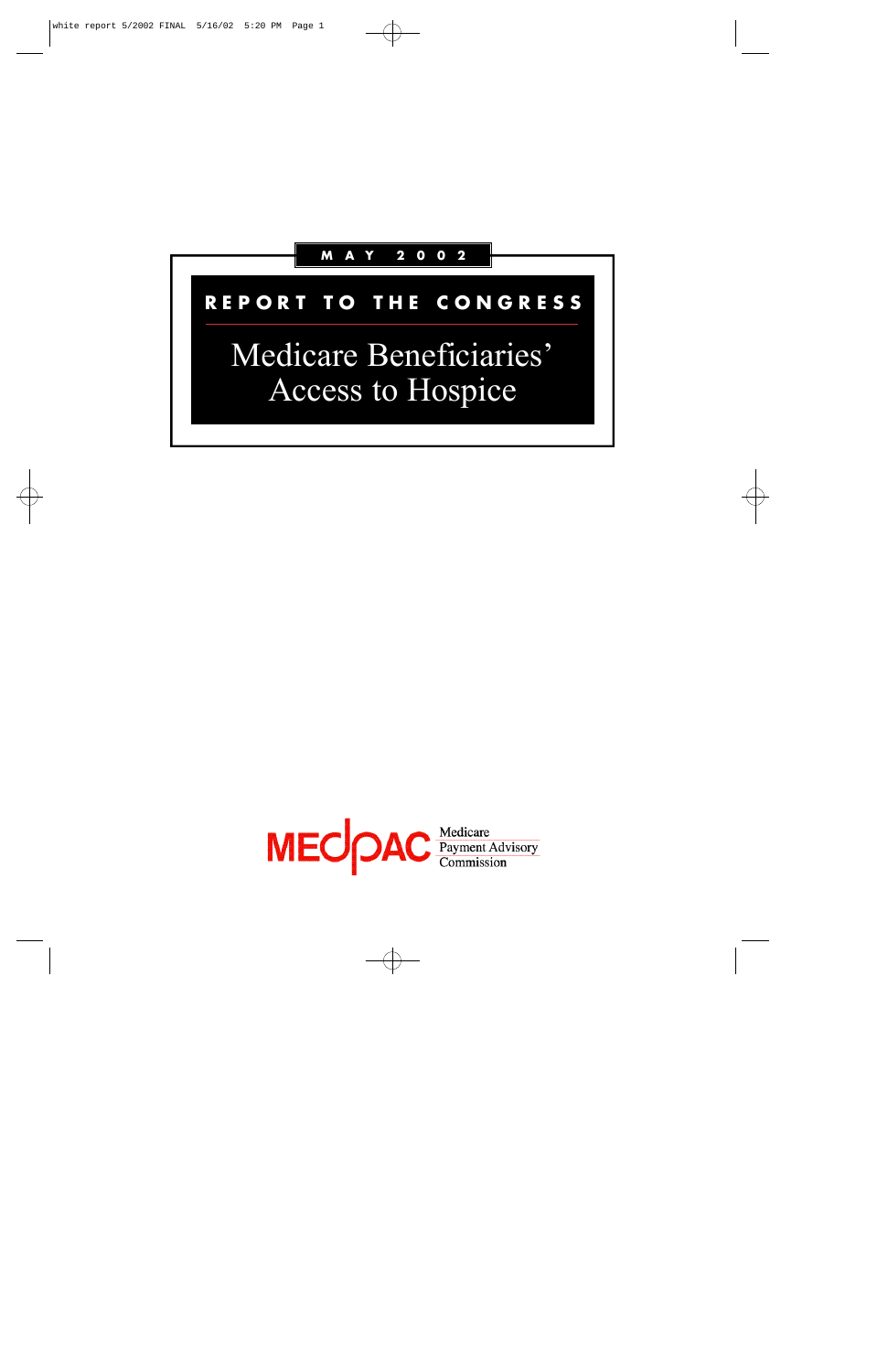MAY 2002

# REPORT TO THE CONGRESS

# Medicare Beneficiaries' Access to Hospice

MEDPAC Medicare Payment Advisory Commission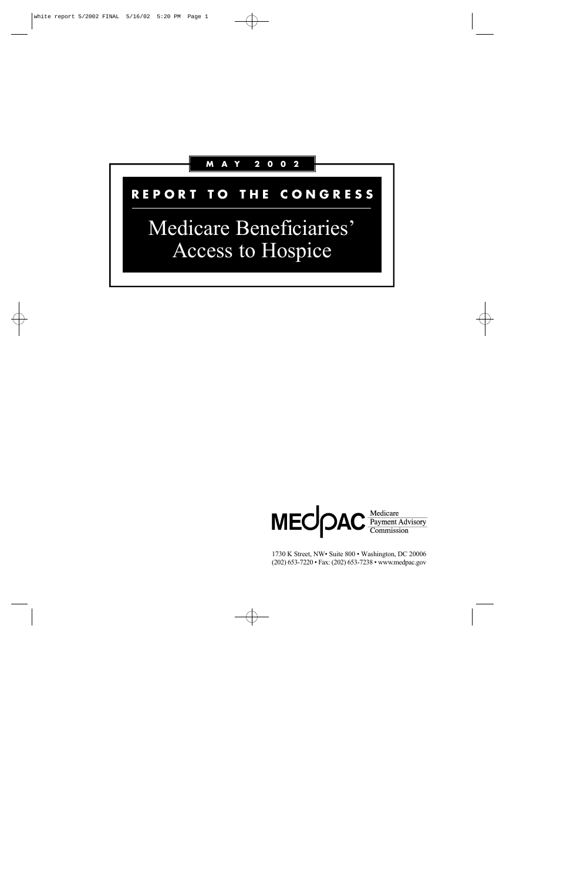**M A Y 2 0 0 2**

# REPORT TO THE CONGRESS

## Medicare Beneficiaries' Access to Hospice

MEDPAC Medicare Payment Advisory Commission

1730 K Street, NW• Suite 800 • Washington, DC 20006
(202) 653-7220 • Fax: (202) 653-7238 • www.medpac.gov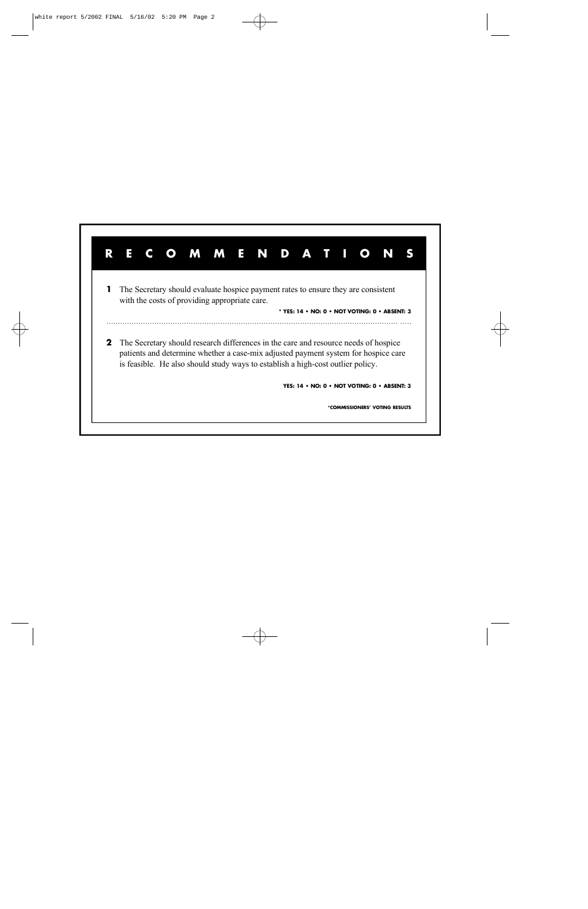# RECOMMENDATIONS

**1** The Secretary should evaluate hospice payment rates to ensure they are consistent with the costs of providing appropriate care.

**\* YES: 14 • NO: 0 • NOT VOTING: 0 • ABSENT: 3**

---

**2** The Secretary should research differences in the care and resource needs of hospice patients and determine whether a case-mix adjusted payment system for hospice care is feasible. He also should study ways to establish a high-cost outlier policy.

**YES: 14 • NO: 0 • NOT VOTING: 0 • ABSENT: 3**

**\*COMMISSIONERS' VOTING RESULTS**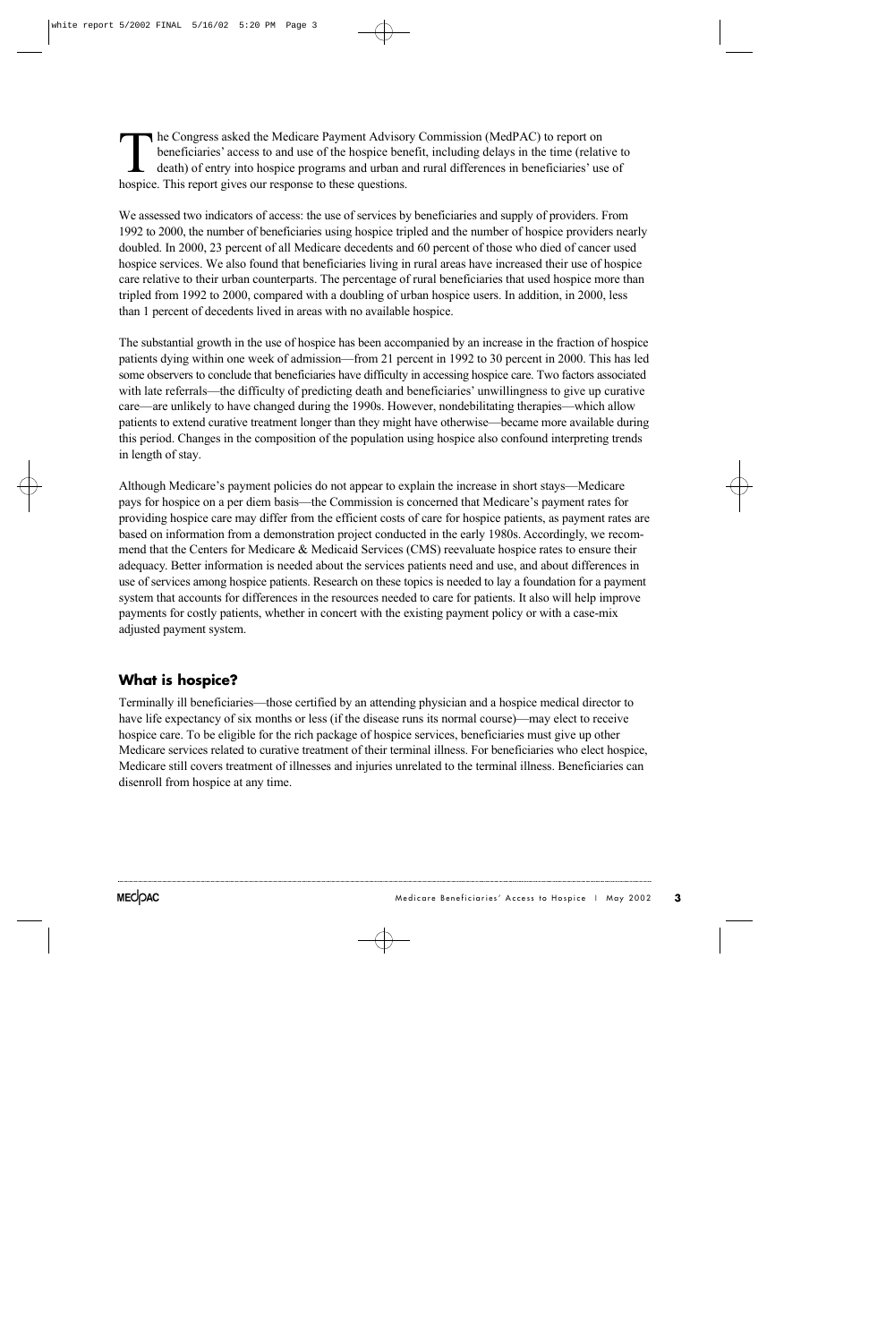The Congress asked the Medicare Payment Advisory Commission (MedPAC) to report on beneficiaries' access to and use of the hospice benefit, including delays in the time (relative to death) of entry into hospice programs and urban and rural differences in beneficiaries' use of hospice. This report gives our response to these questions.

We assessed two indicators of access: the use of services by beneficiaries and supply of providers. From 1992 to 2000, the number of beneficiaries using hospice tripled and the number of hospice providers nearly doubled. In 2000, 23 percent of all Medicare decedents and 60 percent of those who died of cancer used hospice services. We also found that beneficiaries living in rural areas have increased their use of hospice care relative to their urban counterparts. The percentage of rural beneficiaries that used hospice more than tripled from 1992 to 2000, compared with a doubling of urban hospice users. In addition, in 2000, less than 1 percent of decedents lived in areas with no available hospice.

The substantial growth in the use of hospice has been accompanied by an increase in the fraction of hospice patients dying within one week of admission—from 21 percent in 1992 to 30 percent in 2000. This has led some observers to conclude that beneficiaries have difficulty in accessing hospice care. Two factors associated with late referrals—the difficulty of predicting death and beneficiaries' unwillingness to give up curative care—are unlikely to have changed during the 1990s. However, nondebilitating therapies—which allow patients to extend curative treatment longer than they might have otherwise—became more available during this period. Changes in the composition of the population using hospice also confound interpreting trends in length of stay.

Although Medicare's payment policies do not appear to explain the increase in short stays—Medicare pays for hospice on a per diem basis—the Commission is concerned that Medicare's payment rates for providing hospice care may differ from the efficient costs of care for hospice patients, as payment rates are based on information from a demonstration project conducted in the early 1980s. Accordingly, we recommend that the Centers for Medicare & Medicaid Services (CMS) reevaluate hospice rates to ensure their adequacy. Better information is needed about the services patients need and use, and about differences in use of services among hospice patients. Research on these topics is needed to lay a foundation for a payment system that accounts for differences in the resources needed to care for patients. It also will help improve payments for costly patients, whether in concert with the existing payment policy or with a case-mix adjusted payment system.

## What is hospice?

Terminally ill beneficiaries—those certified by an attending physician and a hospice medical director to have life expectancy of six months or less (if the disease runs its normal course)—may elect to receive hospice care. To be eligible for the rich package of hospice services, beneficiaries must give up other Medicare services related to curative treatment of their terminal illness. For beneficiaries who elect hospice, Medicare still covers treatment of illnesses and injuries unrelated to the terminal illness. Beneficiaries can disenroll from hospice at any time.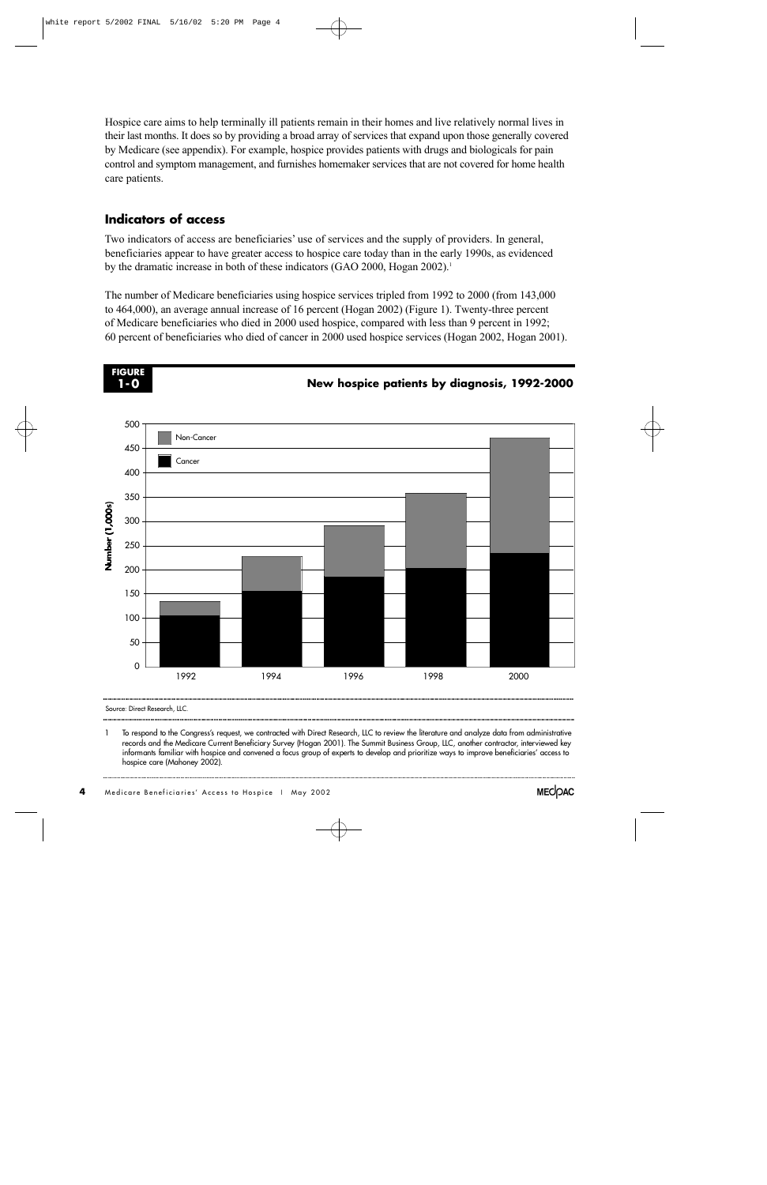Hospice care aims to help terminally ill patients remain in their homes and live relatively normal lives in their last months. It does so by providing a broad array of services that expand upon those generally covered by Medicare (see appendix). For example, hospice provides patients with drugs and biologicals for pain control and symptom management, and furnishes homemaker services that are not covered for home health care patients.

## Indicators of access

Two indicators of access are beneficiaries' use of services and the supply of providers. In general, beneficiaries appear to have greater access to hospice care today than in the early 1990s, as evidenced by the dramatic increase in both of these indicators (GAO 2000, Hogan 2002).[1]

The number of Medicare beneficiaries using hospice services tripled from 1992 to 2000 (from 143,000 to 464,000), an average annual increase of 16 percent (Hogan 2002) (Figure 1). Twenty-three percent of Medicare beneficiaries who died in 2000 used hospice, compared with less than 9 percent in 1992; 60 percent of beneficiaries who died of cancer in 2000 used hospice services (Hogan 2002, Hogan 2001).

**FIGURE 1-0**

**New hospice patients by diagnosis, 1992-2000**

Source: Direct Research, LLC.

1 To respond to the Congress's request, we contracted with Direct Research, LLC to review the literature and analyze data from administrative records and the Medicare Current Beneficiary Survey (Hogan 2001). The Summit Business Group, LLC, another contractor, interviewed key informants familiar with hospice and convened a focus group of experts to develop and prioritize ways to improve beneficiaries' access to hospice care (Mahoney 2002).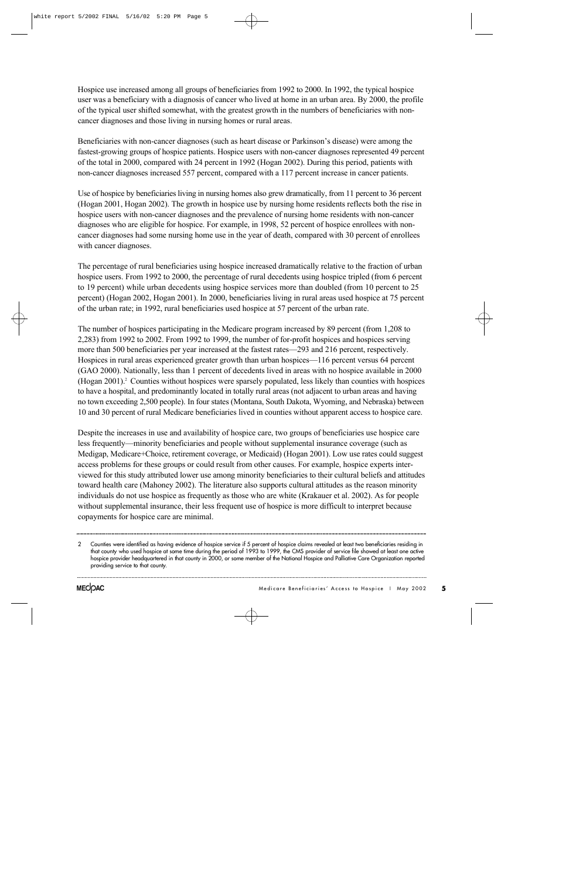Hospice use increased among all groups of beneficiaries from 1992 to 2000. In 1992, the typical hospice user was a beneficiary with a diagnosis of cancer who lived at home in an urban area. By 2000, the profile of the typical user shifted somewhat, with the greatest growth in the numbers of beneficiaries with non-cancer diagnoses and those living in nursing homes or rural areas.

Beneficiaries with non-cancer diagnoses (such as heart disease or Parkinson's disease) were among the fastest-growing groups of hospice patients. Hospice users with non-cancer diagnoses represented 49 percent of the total in 2000, compared with 24 percent in 1992 (Hogan 2002). During this period, patients with non-cancer diagnoses increased 557 percent, compared with a 117 percent increase in cancer patients.

Use of hospice by beneficiaries living in nursing homes also grew dramatically, from 11 percent to 36 percent (Hogan 2001, Hogan 2002). The growth in hospice use by nursing home residents reflects both the rise in hospice users with non-cancer diagnoses and the prevalence of nursing home residents with non-cancer diagnoses who are eligible for hospice. For example, in 1998, 52 percent of hospice enrollees with non-cancer diagnoses had some nursing home use in the year of death, compared with 30 percent of enrollees with cancer diagnoses.

The percentage of rural beneficiaries using hospice increased dramatically relative to the fraction of urban hospice users. From 1992 to 2000, the percentage of rural decedents using hospice tripled (from 6 percent to 19 percent) while urban decedents using hospice services more than doubled (from 10 percent to 25 percent) (Hogan 2002, Hogan 2001). In 2000, beneficiaries living in rural areas used hospice at 75 percent of the urban rate; in 1992, rural beneficiaries used hospice at 57 percent of the urban rate.

The number of hospices participating in the Medicare program increased by 89 percent (from 1,208 to 2,283) from 1992 to 2002. From 1992 to 1999, the number of for-profit hospices and hospices serving more than 500 beneficiaries per year increased at the fastest rates—293 and 216 percent, respectively. Hospices in rural areas experienced greater growth than urban hospices—116 percent versus 64 percent (GAO 2000). Nationally, less than 1 percent of decedents lived in areas with no hospice available in 2000 (Hogan 2001).[2] Counties without hospices were sparsely populated, less likely than counties with hospices to have a hospital, and predominantly located in totally rural areas (not adjacent to urban areas and having no town exceeding 2,500 people). In four states (Montana, South Dakota, Wyoming, and Nebraska) between 10 and 30 percent of rural Medicare beneficiaries lived in counties without apparent access to hospice care.

Despite the increases in use and availability of hospice care, two groups of beneficiaries use hospice care less frequently—minority beneficiaries and people without supplemental insurance coverage (such as Medigap, Medicare+Choice, retirement coverage, or Medicaid) (Hogan 2001). Low use rates could suggest access problems for these groups or could result from other causes. For example, hospice experts interviewed for this study attributed lower use among minority beneficiaries to their cultural beliefs and attitudes toward health care (Mahoney 2002). The literature also supports cultural attitudes as the reason minority individuals do not use hospice as frequently as those who are white (Krakauer et al. 2002). As for people without supplemental insurance, their less frequent use of hospice is more difficult to interpret because copayments for hospice care are minimal.

---

2 Counties were identified as having evidence of hospice service if 5 percent of hospice claims revealed at least two beneficiaries residing in that county who used hospice at some time during the period of 1993 to 1999, the CMS provider of service file showed at least one active hospice provider headquartered in that county in 2000, or some member of the National Hospice and Palliative Care Organization reported providing service to that county.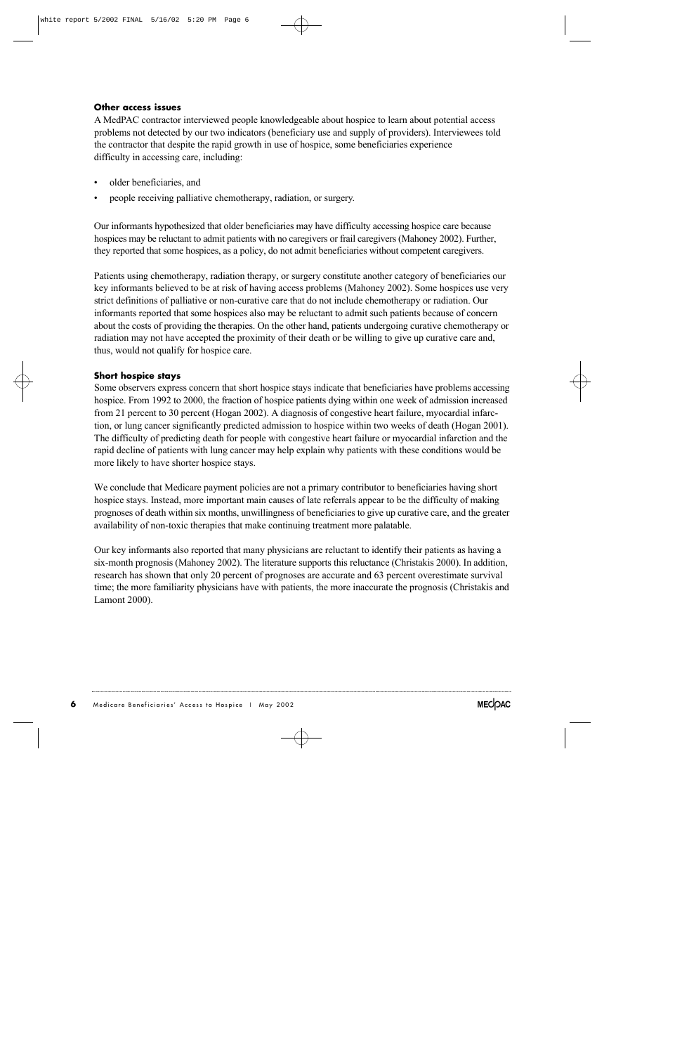### Other access issues

A MedPAC contractor interviewed people knowledgeable about hospice to learn about potential access problems not detected by our two indicators (beneficiary use and supply of providers). Interviewees told the contractor that despite the rapid growth in use of hospice, some beneficiaries experience difficulty in accessing care, including:

- older beneficiaries, and
- people receiving palliative chemotherapy, radiation, or surgery.

Our informants hypothesized that older beneficiaries may have difficulty accessing hospice care because hospices may be reluctant to admit patients with no caregivers or frail caregivers (Mahoney 2002). Further, they reported that some hospices, as a policy, do not admit beneficiaries without competent caregivers.

Patients using chemotherapy, radiation therapy, or surgery constitute another category of beneficiaries our key informants believed to be at risk of having access problems (Mahoney 2002). Some hospices use very strict definitions of palliative or non-curative care that do not include chemotherapy or radiation. Our informants reported that some hospices also may be reluctant to admit such patients because of concern about the costs of providing the therapies. On the other hand, patients undergoing curative chemotherapy or radiation may not have accepted the proximity of their death or be willing to give up curative care and, thus, would not qualify for hospice care.

### Short hospice stays

Some observers express concern that short hospice stays indicate that beneficiaries have problems accessing hospice. From 1992 to 2000, the fraction of hospice patients dying within one week of admission increased from 21 percent to 30 percent (Hogan 2002). A diagnosis of congestive heart failure, myocardial infarction, or lung cancer significantly predicted admission to hospice within two weeks of death (Hogan 2001). The difficulty of predicting death for people with congestive heart failure or myocardial infarction and the rapid decline of patients with lung cancer may help explain why patients with these conditions would be more likely to have shorter hospice stays.

We conclude that Medicare payment policies are not a primary contributor to beneficiaries having short hospice stays. Instead, more important main causes of late referrals appear to be the difficulty of making prognoses of death within six months, unwillingness of beneficiaries to give up curative care, and the greater availability of non-toxic therapies that make continuing treatment more palatable.

Our key informants also reported that many physicians are reluctant to identify their patients as having a six-month prognosis (Mahoney 2002). The literature supports this reluctance (Christakis 2000). In addition, research has shown that only 20 percent of prognoses are accurate and 63 percent overestimate survival time; the more familiarity physicians have with patients, the more inaccurate the prognosis (Christakis and Lamont 2000).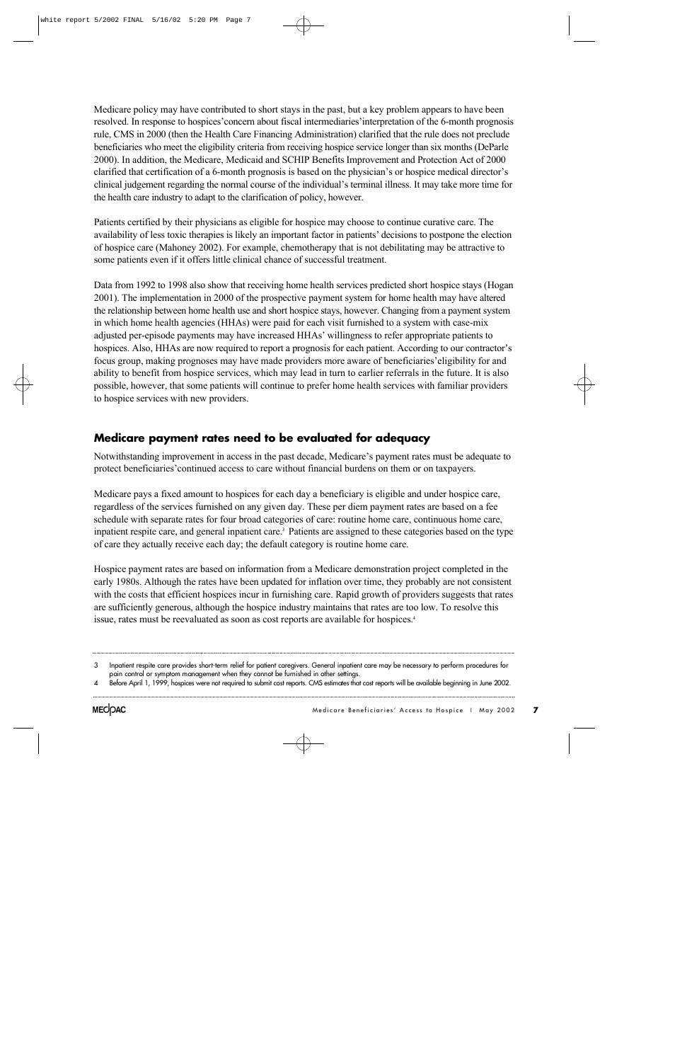Medicare policy may have contributed to short stays in the past, but a key problem appears to have been resolved. In response to hospices'concern about fiscal intermediaries'interpretation of the 6-month prognosis rule, CMS in 2000 (then the Health Care Financing Administration) clarified that the rule does not preclude beneficiaries who meet the eligibility criteria from receiving hospice service longer than six months (DeParle 2000). In addition, the Medicare, Medicaid and SCHIP Benefits Improvement and Protection Act of 2000 clarified that certification of a 6-month prognosis is based on the physician's or hospice medical director's clinical judgement regarding the normal course of the individual's terminal illness. It may take more time for the health care industry to adapt to the clarification of policy, however.

Patients certified by their physicians as eligible for hospice may choose to continue curative care. The availability of less toxic therapies is likely an important factor in patients' decisions to postpone the election of hospice care (Mahoney 2002). For example, chemotherapy that is not debilitating may be attractive to some patients even if it offers little clinical chance of successful treatment.

Data from 1992 to 1998 also show that receiving home health services predicted short hospice stays (Hogan 2001). The implementation in 2000 of the prospective payment system for home health may have altered the relationship between home health use and short hospice stays, however. Changing from a payment system in which home health agencies (HHAs) were paid for each visit furnished to a system with case-mix adjusted per-episode payments may have increased HHAs' willingness to refer appropriate patients to hospices. Also, HHAs are now required to report a prognosis for each patient. According to our contractor's focus group, making prognoses may have made providers more aware of beneficiaries'eligibility for and ability to benefit from hospice services, which may lead in turn to earlier referrals in the future. It is also possible, however, that some patients will continue to prefer home health services with familiar providers to hospice services with new providers.

## Medicare payment rates need to be evaluated for adequacy

Notwithstanding improvement in access in the past decade, Medicare's payment rates must be adequate to protect beneficiaries'continued access to care without financial burdens on them or on taxpayers.

Medicare pays a fixed amount to hospices for each day a beneficiary is eligible and under hospice care, regardless of the services furnished on any given day. These per diem payment rates are based on a fee schedule with separate rates for four broad categories of care: routine home care, continuous home care, inpatient respite care, and general inpatient care.[3] Patients are assigned to these categories based on the type of care they actually receive each day; the default category is routine home care.

Hospice payment rates are based on information from a Medicare demonstration project completed in the early 1980s. Although the rates have been updated for inflation over time, they probably are not consistent with the costs that efficient hospices incur in furnishing care. Rapid growth of providers suggests that rates are sufficiently generous, although the hospice industry maintains that rates are too low. To resolve this issue, rates must be reevaluated as soon as cost reports are available for hospices.[4]

---

3 Inpatient respite care provides short-term relief for patient caregivers. General inpatient care may be necessary to perform procedures for pain control or symptom management when they cannot be furnished in other settings.

4 Before April 1, 1999, hospices were not required to submit cost reports. CMS estimates that cost reports will be available beginning in June 2002.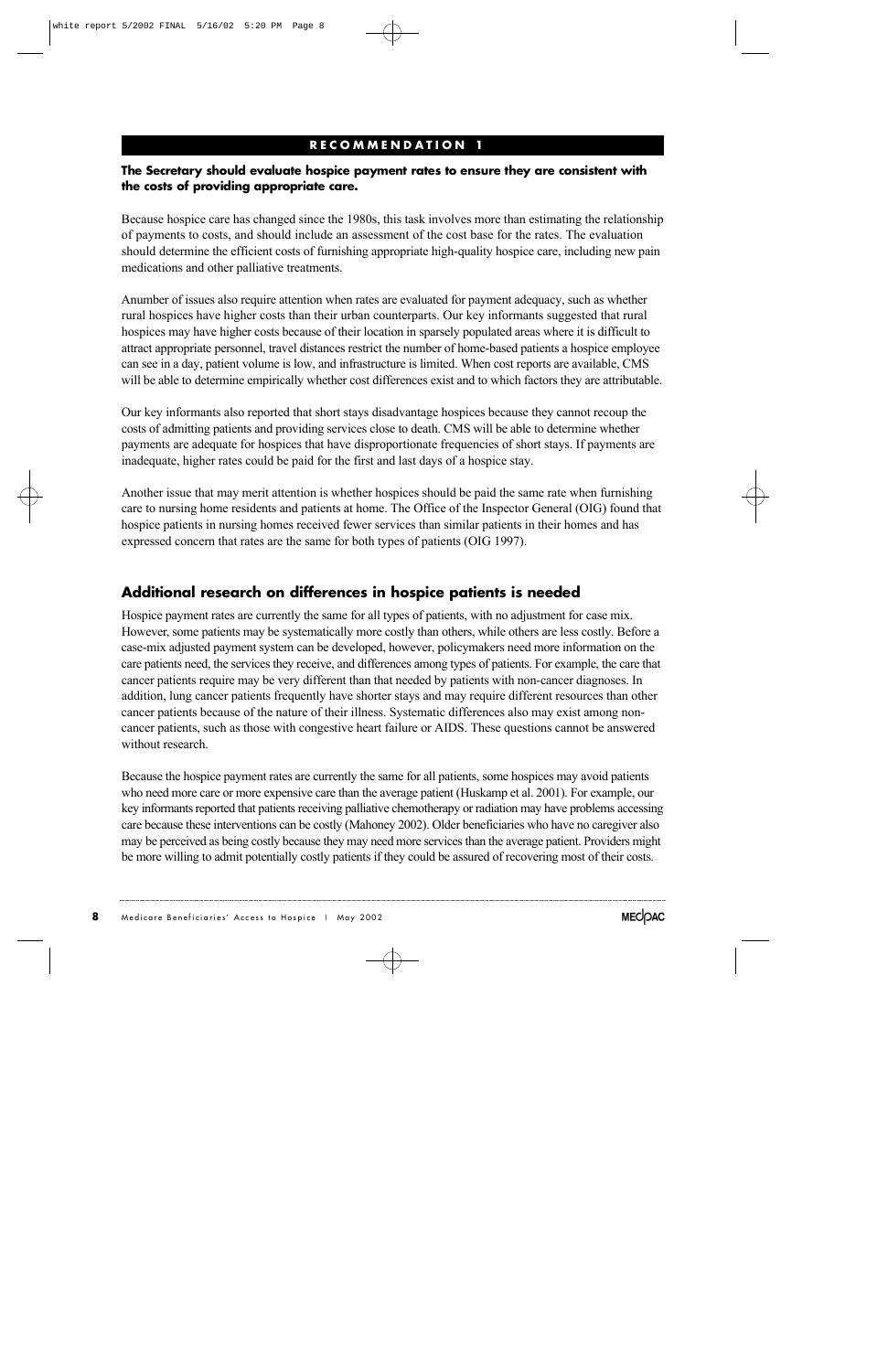## RECOMMENDATION 1

**The Secretary should evaluate hospice payment rates to ensure they are consistent with the costs of providing appropriate care.**

Because hospice care has changed since the 1980s, this task involves more than estimating the relationship of payments to costs, and should include an assessment of the cost base for the rates. The evaluation should determine the efficient costs of furnishing appropriate high-quality hospice care, including new pain medications and other palliative treatments.

Anumber of issues also require attention when rates are evaluated for payment adequacy, such as whether rural hospices have higher costs than their urban counterparts. Our key informants suggested that rural hospices may have higher costs because of their location in sparsely populated areas where it is difficult to attract appropriate personnel, travel distances restrict the number of home-based patients a hospice employee can see in a day, patient volume is low, and infrastructure is limited. When cost reports are available, CMS will be able to determine empirically whether cost differences exist and to which factors they are attributable.

Our key informants also reported that short stays disadvantage hospices because they cannot recoup the costs of admitting patients and providing services close to death. CMS will be able to determine whether payments are adequate for hospices that have disproportionate frequencies of short stays. If payments are inadequate, higher rates could be paid for the first and last days of a hospice stay.

Another issue that may merit attention is whether hospices should be paid the same rate when furnishing care to nursing home residents and patients at home. The Office of the Inspector General (OIG) found that hospice patients in nursing homes received fewer services than similar patients in their homes and has expressed concern that rates are the same for both types of patients (OIG 1997).

## Additional research on differences in hospice patients is needed

Hospice payment rates are currently the same for all types of patients, with no adjustment for case mix. However, some patients may be systematically more costly than others, while others are less costly. Before a case-mix adjusted payment system can be developed, however, policymakers need more information on the care patients need, the services they receive, and differences among types of patients. For example, the care that cancer patients require may be very different than that needed by patients with non-cancer diagnoses. In addition, lung cancer patients frequently have shorter stays and may require different resources than other cancer patients because of the nature of their illness. Systematic differences also may exist among non-cancer patients, such as those with congestive heart failure or AIDS. These questions cannot be answered without research.

Because the hospice payment rates are currently the same for all patients, some hospices may avoid patients who need more care or more expensive care than the average patient (Huskamp et al. 2001). For example, our key informants reported that patients receiving palliative chemotherapy or radiation may have problems accessing care because these interventions can be costly (Mahoney 2002). Older beneficiaries who have no caregiver also may be perceived as being costly because they may need more services than the average patient. Providers might be more willing to admit potentially costly patients if they could be assured of recovering most of their costs.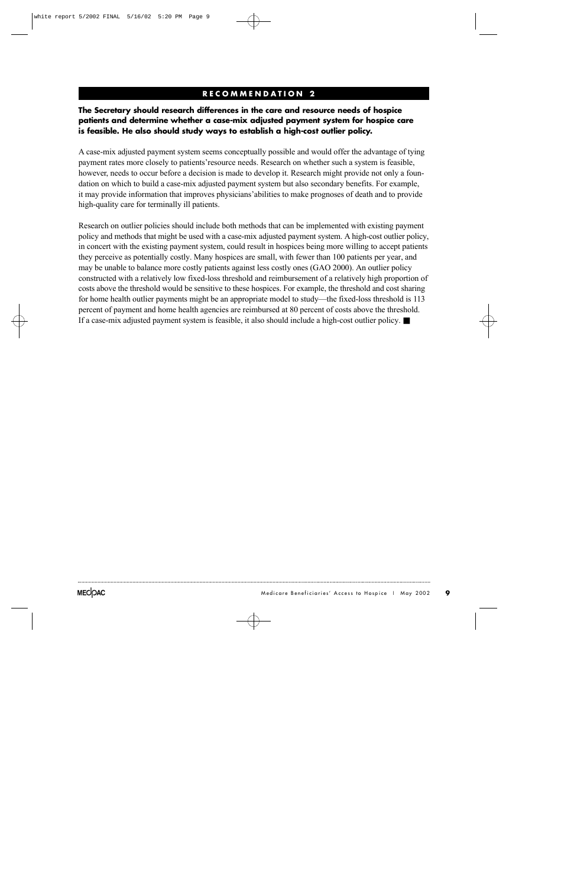## RECOMMENDATION 2

**The Secretary should research differences in the care and resource needs of hospice patients and determine whether a case-mix adjusted payment system for hospice care is feasible. He also should study ways to establish a high-cost outlier policy.**

A case-mix adjusted payment system seems conceptually possible and would offer the advantage of tying payment rates more closely to patients' resource needs. Research on whether such a system is feasible, however, needs to occur before a decision is made to develop it. Research might provide not only a foundation on which to build a case-mix adjusted payment system but also secondary benefits. For example, it may provide information that improves physicians' abilities to make prognoses of death and to provide high-quality care for terminally ill patients.

Research on outlier policies should include both methods that can be implemented with existing payment policy and methods that might be used with a case-mix adjusted payment system. A high-cost outlier policy, in concert with the existing payment system, could result in hospices being more willing to accept patients they perceive as potentially costly. Many hospices are small, with fewer than 100 patients per year, and may be unable to balance more costly patients against less costly ones (GAO 2000). An outlier policy constructed with a relatively low fixed-loss threshold and reimbursement of a relatively high proportion of costs above the threshold would be sensitive to these hospices. For example, the threshold and cost sharing for home health outlier payments might be an appropriate model to study—the fixed-loss threshold is 113 percent of payment and home health agencies are reimbursed at 80 percent of costs above the threshold. If a case-mix adjusted payment system is feasible, it also should include a high-cost outlier policy. ■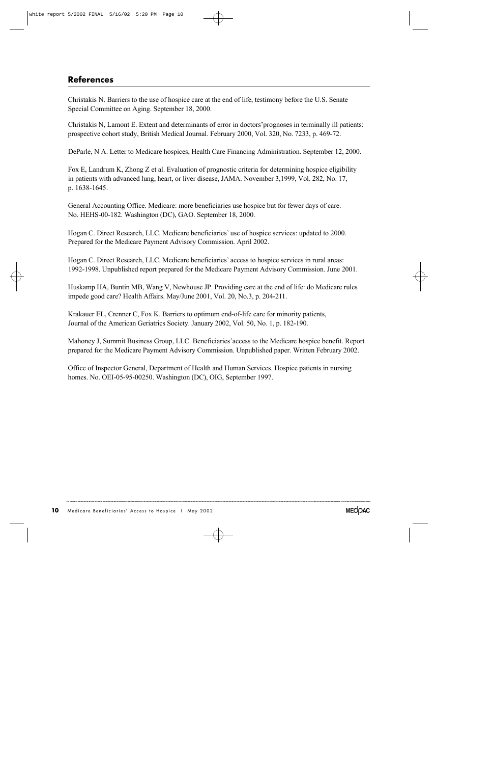## References

Christakis N. Barriers to the use of hospice care at the end of life, testimony before the U.S. Senate Special Committee on Aging. September 18, 2000.

Christakis N, Lamont E. Extent and determinants of error in doctors' prognoses in terminally ill patients: prospective cohort study, British Medical Journal. February 2000, Vol. 320, No. 7233, p. 469-72.

DeParle, N A. Letter to Medicare hospices, Health Care Financing Administration. September 12, 2000.

Fox E, Landrum K, Zhong Z et al. Evaluation of prognostic criteria for determining hospice eligibility in patients with advanced lung, heart, or liver disease, JAMA. November 3,1999, Vol. 282, No. 17, p. 1638-1645.

General Accounting Office. Medicare: more beneficiaries use hospice but for fewer days of care. No. HEHS-00-182. Washington (DC), GAO. September 18, 2000.

Hogan C. Direct Research, LLC. Medicare beneficiaries' use of hospice services: updated to 2000. Prepared for the Medicare Payment Advisory Commission. April 2002.

Hogan C. Direct Research, LLC. Medicare beneficiaries' access to hospice services in rural areas: 1992-1998. Unpublished report prepared for the Medicare Payment Advisory Commission. June 2001.

Huskamp HA, Buntin MB, Wang V, Newhouse JP. Providing care at the end of life: do Medicare rules impede good care? Health Affairs. May/June 2001, Vol. 20, No.3, p. 204-211.

Krakauer EL, Crenner C, Fox K. Barriers to optimum end-of-life care for minority patients, Journal of the American Geriatrics Society. January 2002, Vol. 50, No. 1, p. 182-190.

Mahoney J, Summit Business Group, LLC. Beneficiaries' access to the Medicare hospice benefit. Report prepared for the Medicare Payment Advisory Commission. Unpublished paper. Written February 2002.

Office of Inspector General, Department of Health and Human Services. Hospice patients in nursing homes. No. OEI-05-95-00250. Washington (DC), OIG, September 1997.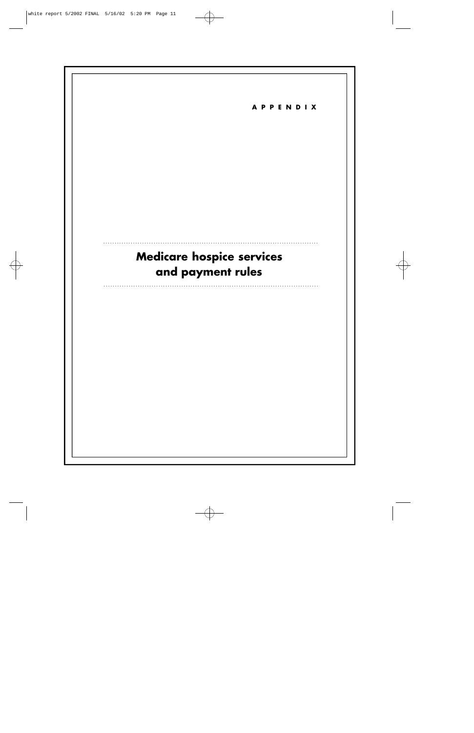APPENDIX

# Medicare hospice services and payment rules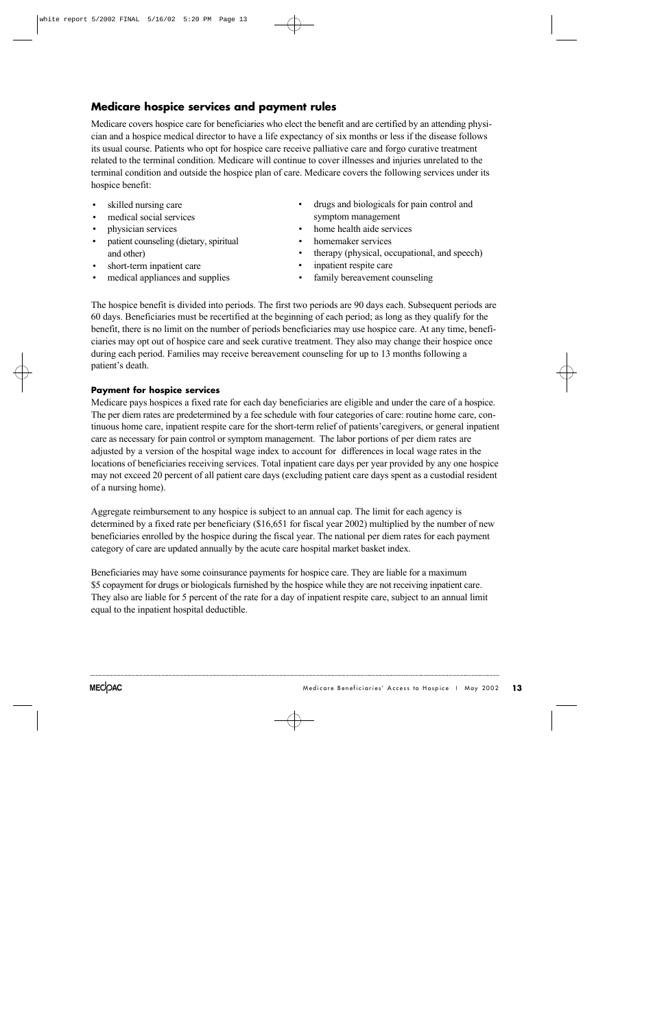## Medicare hospice services and payment rules

Medicare covers hospice care for beneficiaries who elect the benefit and are certified by an attending physician and a hospice medical director to have a life expectancy of six months or less if the disease follows its usual course. Patients who opt for hospice care receive palliative care and forgo curative treatment related to the terminal condition. Medicare will continue to cover illnesses and injuries unrelated to the terminal condition and outside the hospice plan of care. Medicare covers the following services under its hospice benefit:

- skilled nursing care
- medical social services
- physician services
- patient counseling (dietary, spiritual and other)
- short-term inpatient care
- medical appliances and supplies
- drugs and biologicals for pain control and symptom management
- home health aide services
- homemaker services
- therapy (physical, occupational, and speech)
- inpatient respite care
- family bereavement counseling

The hospice benefit is divided into periods. The first two periods are 90 days each. Subsequent periods are 60 days. Beneficiaries must be recertified at the beginning of each period; as long as they qualify for the benefit, there is no limit on the number of periods beneficiaries may use hospice care. At any time, beneficiaries may opt out of hospice care and seek curative treatment. They also may change their hospice once during each period. Families may receive bereavement counseling for up to 13 months following a patient's death.

#### Payment for hospice services

Medicare pays hospices a fixed rate for each day beneficiaries are eligible and under the care of a hospice. The per diem rates are predetermined by a fee schedule with four categories of care: routine home care, continuous home care, inpatient respite care for the short-term relief of patients'caregivers, or general inpatient care as necessary for pain control or symptom management. The labor portions of per diem rates are adjusted by a version of the hospital wage index to account for differences in local wage rates in the locations of beneficiaries receiving services. Total inpatient care days per year provided by any one hospice may not exceed 20 percent of all patient care days (excluding patient care days spent as a custodial resident of a nursing home).

Aggregate reimbursement to any hospice is subject to an annual cap. The limit for each agency is determined by a fixed rate per beneficiary ($16,651 for fiscal year 2002) multiplied by the number of new beneficiaries enrolled by the hospice during the fiscal year. The national per diem rates for each payment category of care are updated annually by the acute care hospital market basket index.

Beneficiaries may have some coinsurance payments for hospice care. They are liable for a maximum $5 copayment for drugs or biologicals furnished by the hospice while they are not receiving inpatient care. They also are liable for 5 percent of the rate for a day of inpatient respite care, subject to an annual limit equal to the inpatient hospital deductible.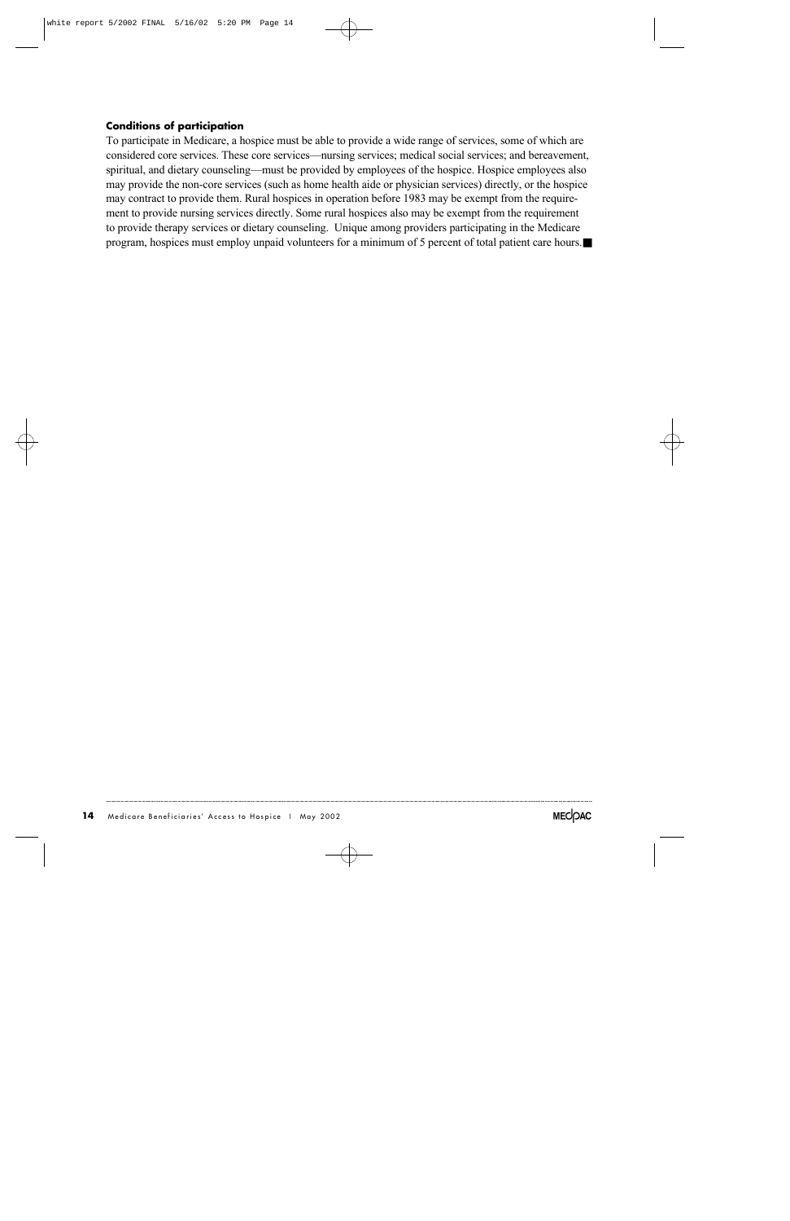**Conditions of participation**

To participate in Medicare, a hospice must be able to provide a wide range of services, some of which are considered core services. These core services—nursing services; medical social services; and bereavement, spiritual, and dietary counseling—must be provided by employees of the hospice. Hospice employees also may provide the non-core services (such as home health aide or physician services) directly, or the hospice may contract to provide them. Rural hospices in operation before 1983 may be exempt from the requirement to provide nursing services directly. Some rural hospices also may be exempt from the requirement to provide therapy services or dietary counseling. Unique among providers participating in the Medicare program, hospices must employ unpaid volunteers for a minimum of 5 percent of total patient care hours. ■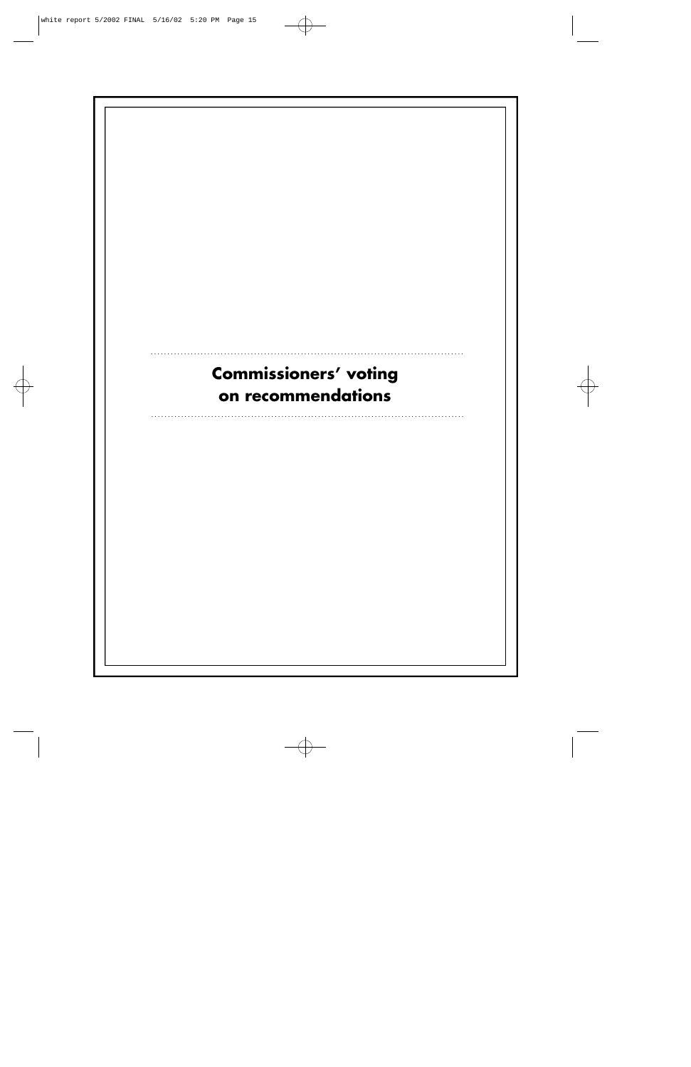# Commissioners' voting on recommendations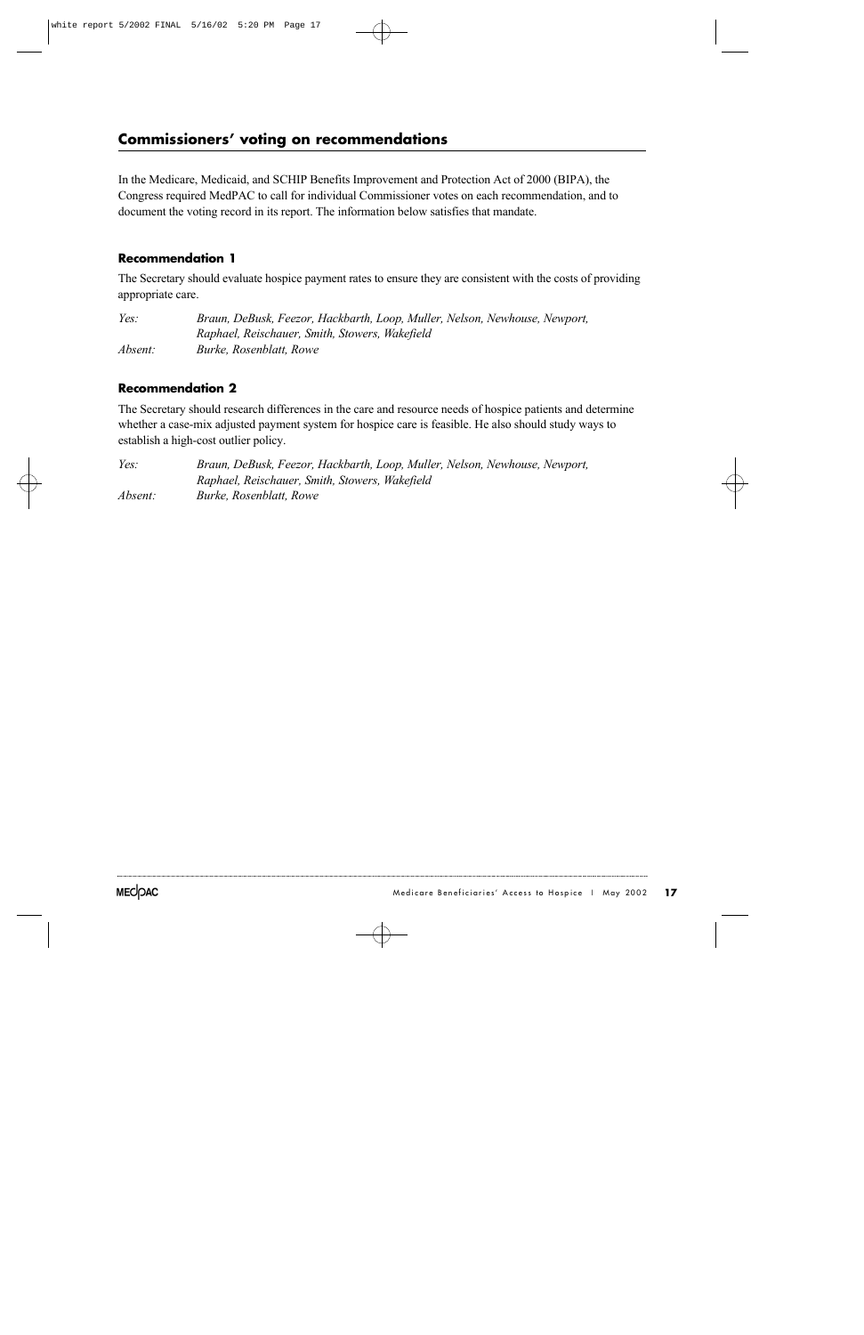## Commissioners' voting on recommendations

In the Medicare, Medicaid, and SCHIP Benefits Improvement and Protection Act of 2000 (BIPA), the Congress required MedPAC to call for individual Commissioner votes on each recommendation, and to document the voting record in its report. The information below satisfies that mandate.

### Recommendation 1

The Secretary should evaluate hospice payment rates to ensure they are consistent with the costs of providing appropriate care.

*Yes:* *Braun, DeBusk, Feezor, Hackbarth, Loop, Muller, Nelson, Newhouse, Newport, Raphael, Reischauer, Smith, Stowers, Wakefield*

*Absent:* *Burke, Rosenblatt, Rowe*

### Recommendation 2

The Secretary should research differences in the care and resource needs of hospice patients and determine whether a case-mix adjusted payment system for hospice care is feasible. He also should study ways to establish a high-cost outlier policy.

*Yes:* *Braun, DeBusk, Feezor, Hackbarth, Loop, Muller, Nelson, Newhouse, Newport, Raphael, Reischauer, Smith, Stowers, Wakefield*

*Absent:* *Burke, Rosenblatt, Rowe*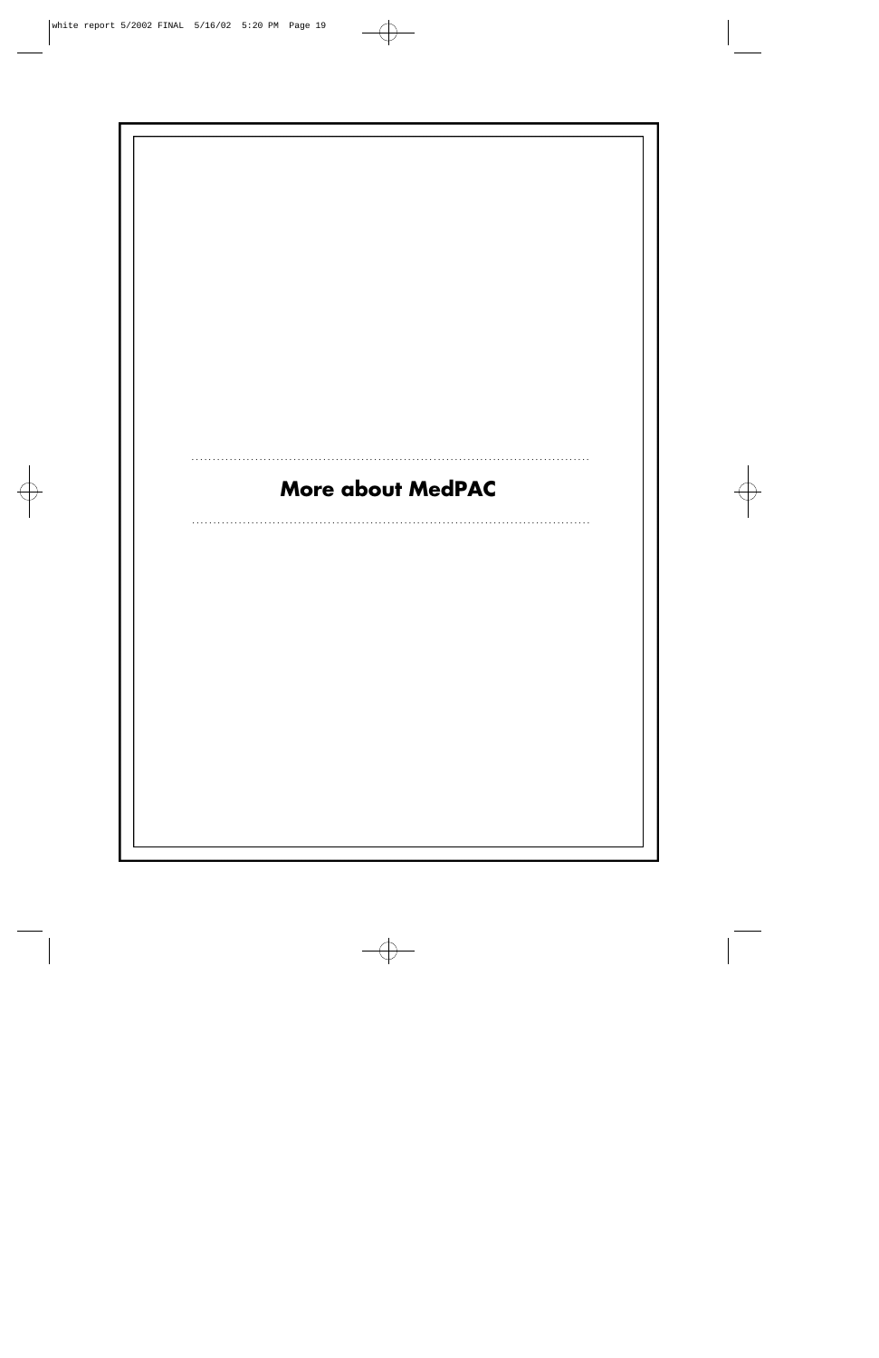# More about MedPAC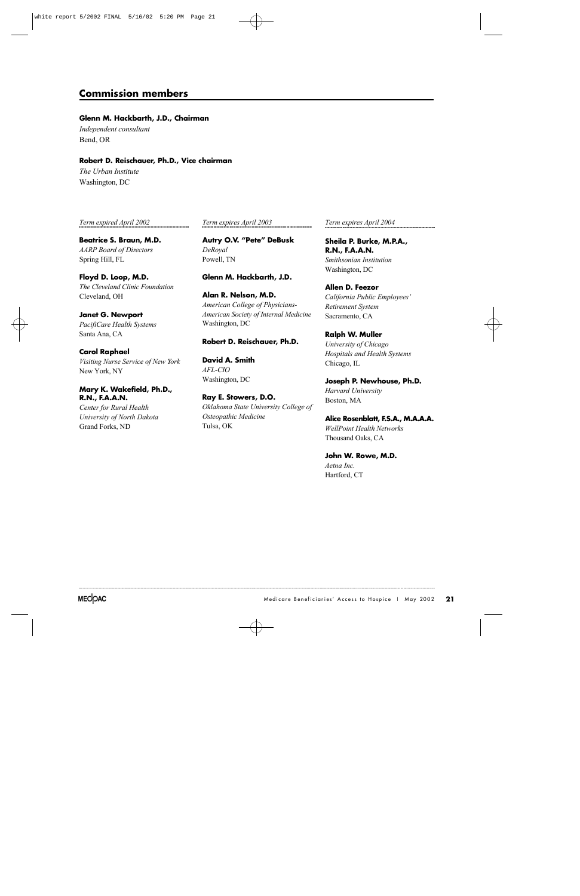## Commission members

**Glenn M. Hackbarth, J.D., Chairman**
*Independent consultant*
Bend, OR

**Robert D. Reischauer, Ph.D., Vice chairman**
*The Urban Institute*
Washington, DC

*Term expired April 2002*

**Beatrice S. Braun, M.D.**
*AARP Board of Directors*
Spring Hill, FL

**Floyd D. Loop, M.D.**
*The Cleveland Clinic Foundation*
Cleveland, OH

**Janet G. Newport**
*PacifiCare Health Systems*
Santa Ana, CA

**Carol Raphael**
*Visiting Nurse Service of New York*
New York, NY

**Mary K. Wakefield, Ph.D., R.N., F.A.A.N.**
*Center for Rural Health*
*University of North Dakota*
Grand Forks, ND

*Term expires April 2003*

**Autry O.V. "Pete" DeBusk**
*DeRoyal*
Powell, TN

**Glenn M. Hackbarth, J.D.**

**Alan R. Nelson, M.D.**
*American College of Physicians-American Society of Internal Medicine*
Washington, DC

**Robert D. Reischauer, Ph.D.**

**David A. Smith**
*AFL-CIO*
Washington, DC

**Ray E. Stowers, D.O.**
*Oklahoma State University College of Osteopathic Medicine*
Tulsa, OK

*Term expires April 2004*

**Sheila P. Burke, M.P.A., R.N., F.A.A.N.**
*Smithsonian Institution*
Washington, DC

**Allen D. Feezor**
*California Public Employees' Retirement System*
Sacramento, CA

**Ralph W. Muller**
*University of Chicago Hospitals and Health Systems*
Chicago, IL

**Joseph P. Newhouse, Ph.D.**
*Harvard University*
Boston, MA

**Alice Rosenblatt, F.S.A., M.A.A.A.**
*WellPoint Health Networks*
Thousand Oaks, CA

**John W. Rowe, M.D.**
*Aetna Inc.*
Hartford, CT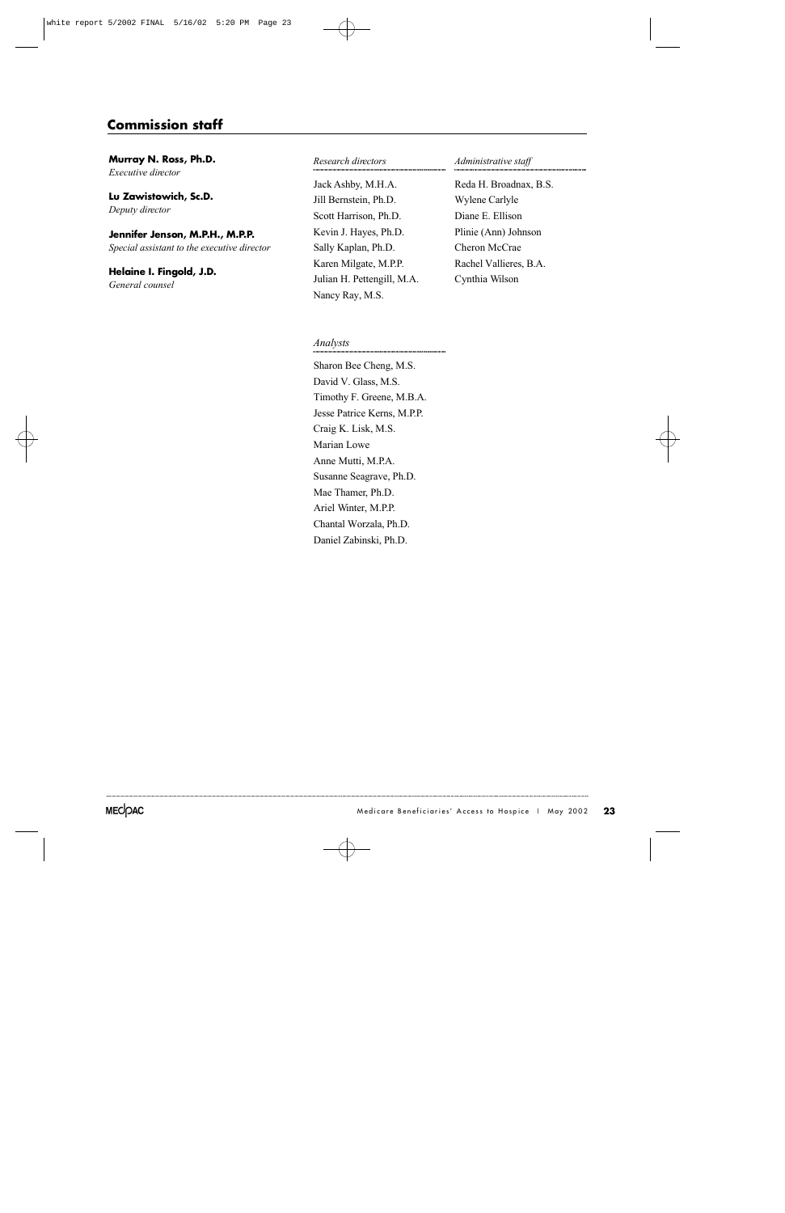## Commission staff

**Murray N. Ross, Ph.D.**
*Executive director*

**Lu Zawistowich, Sc.D.**
*Deputy director*

**Jennifer Jenson, M.P.H., M.P.P.**
*Special assistant to the executive director*

**Helaine I. Fingold, J.D.**
*General counsel*

*Research directors*

Jack Ashby, M.H.A.
Jill Bernstein, Ph.D.
Scott Harrison, Ph.D.
Kevin J. Hayes, Ph.D.
Sally Kaplan, Ph.D.
Karen Milgate, M.P.P.
Julian H. Pettengill, M.A.
Nancy Ray, M.S.

*Analysts*

Sharon Bee Cheng, M.S.
David V. Glass, M.S.
Timothy F. Greene, M.B.A.
Jesse Patrice Kerns, M.P.P.
Craig K. Lisk, M.S.
Marian Lowe
Anne Mutti, M.P.A.
Susanne Seagrave, Ph.D.
Mae Thamer, Ph.D.
Ariel Winter, M.P.P.
Chantal Worzala, Ph.D.
Daniel Zabinski, Ph.D.

*Administrative staff*

Reda H. Broadnax, B.S.
Wylene Carlyle
Diane E. Ellison
Plinie (Ann) Johnson
Cheron McCrae
Rachel Vallieres, B.A.
Cynthia Wilson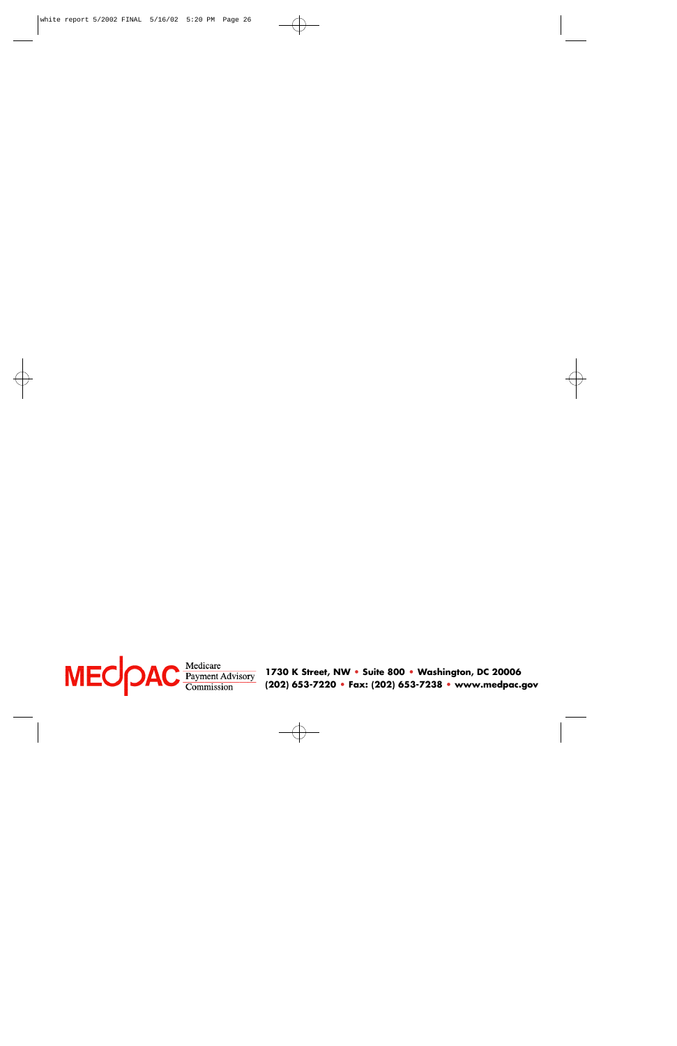MEDPAC Medicare Payment Advisory Commission

**1730 K Street, NW • Suite 800 • Washington, DC 20006**
**(202) 653-7220 • Fax: (202) 653-7238 • www.medpac.gov**